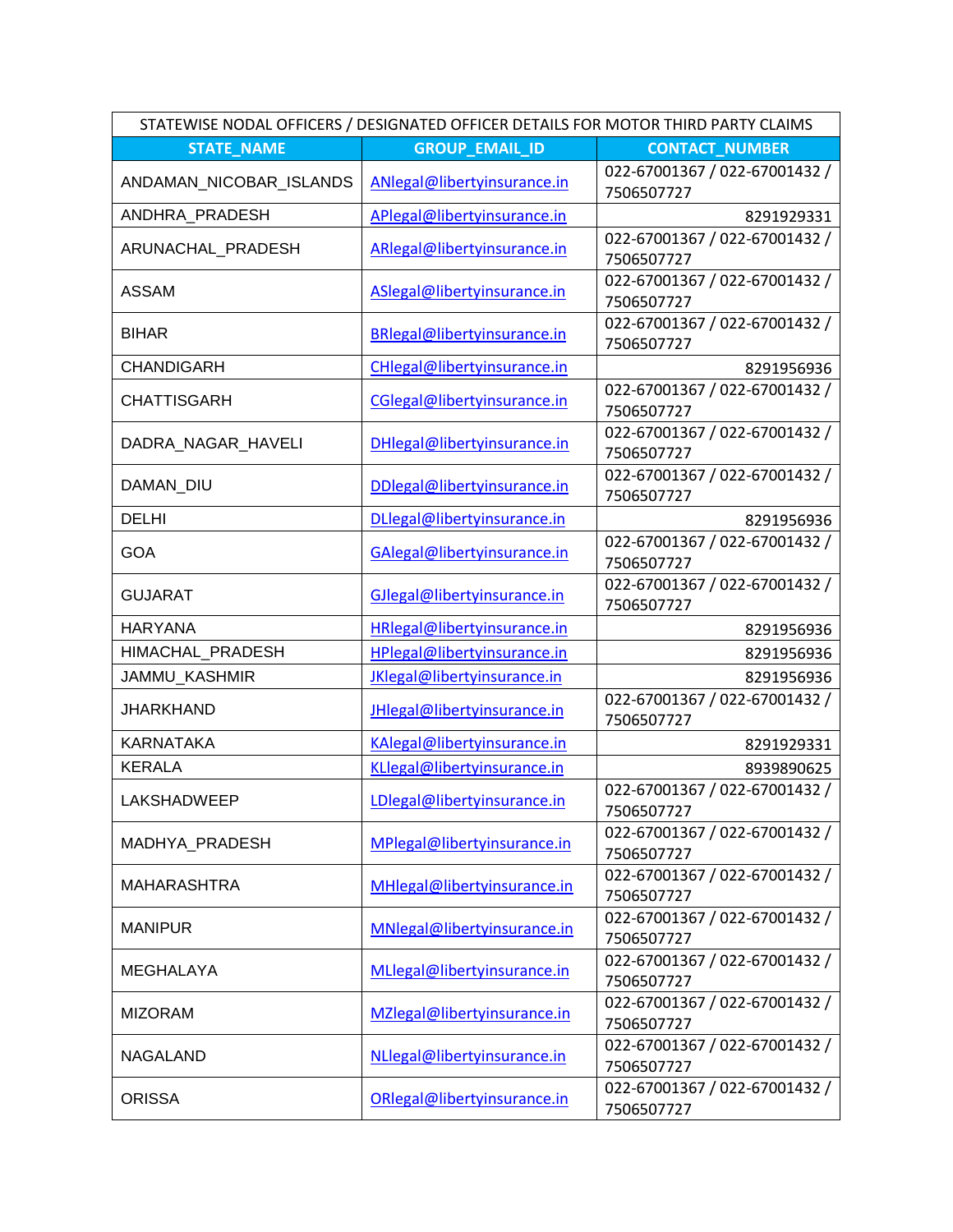| STATEWISE NODAL OFFICERS / DESIGNATED OFFICER DETAILS FOR MOTOR THIRD PARTY CLAIMS | | |
|---|---|---|
| **STATE_NAME** | **GROUP_EMAIL_ID** | **CONTACT_NUMBER** |
| ANDAMAN_NICOBAR_ISLANDS | ANlegal@libertyinsurance.in | 022-67001367 / 022-67001432 / 7506507727 |
| ANDHRA_PRADESH | APlegal@libertyinsurance.in | 8291929331 |
| ARUNACHAL_PRADESH | ARlegal@libertyinsurance.in | 022-67001367 / 022-67001432 / 7506507727 |
| ASSAM | ASlegal@libertyinsurance.in | 022-67001367 / 022-67001432 / 7506507727 |
| BIHAR | BRlegal@libertyinsurance.in | 022-67001367 / 022-67001432 / 7506507727 |
| CHANDIGARH | CHlegal@libertyinsurance.in | 8291956936 |
| CHATTISGARH | CGlegal@libertyinsurance.in | 022-67001367 / 022-67001432 / 7506507727 |
| DADRA_NAGAR_HAVELI | DHlegal@libertyinsurance.in | 022-67001367 / 022-67001432 / 7506507727 |
| DAMAN_DIU | DDlegal@libertyinsurance.in | 022-67001367 / 022-67001432 / 7506507727 |
| DELHI | DLlegal@libertyinsurance.in | 8291956936 |
| GOA | GAlegal@libertyinsurance.in | 022-67001367 / 022-67001432 / 7506507727 |
| GUJARAT | GJlegal@libertyinsurance.in | 022-67001367 / 022-67001432 / 7506507727 |
| HARYANA | HRlegal@libertyinsurance.in | 8291956936 |
| HIMACHAL_PRADESH | HPlegal@libertyinsurance.in | 8291956936 |
| JAMMU_KASHMIR | JKlegal@libertyinsurance.in | 8291956936 |
| JHARKHAND | JHlegal@libertyinsurance.in | 022-67001367 / 022-67001432 / 7506507727 |
| KARNATAKA | KAlegal@libertyinsurance.in | 8291929331 |
| KERALA | KLlegal@libertyinsurance.in | 8939890625 |
| LAKSHADWEEP | LDlegal@libertyinsurance.in | 022-67001367 / 022-67001432 / 7506507727 |
| MADHYA_PRADESH | MPlegal@libertyinsurance.in | 022-67001367 / 022-67001432 / 7506507727 |
| MAHARASHTRA | MHlegal@libertyinsurance.in | 022-67001367 / 022-67001432 / 7506507727 |
| MANIPUR | MNlegal@libertyinsurance.in | 022-67001367 / 022-67001432 / 7506507727 |
| MEGHALAYA | MLlegal@libertyinsurance.in | 022-67001367 / 022-67001432 / 7506507727 |
| MIZORAM | MZlegal@libertyinsurance.in | 022-67001367 / 022-67001432 / 7506507727 |
| NAGALAND | NLlegal@libertyinsurance.in | 022-67001367 / 022-67001432 / 7506507727 |
| ORISSA | ORlegal@libertyinsurance.in | 022-67001367 / 022-67001432 / 7506507727 |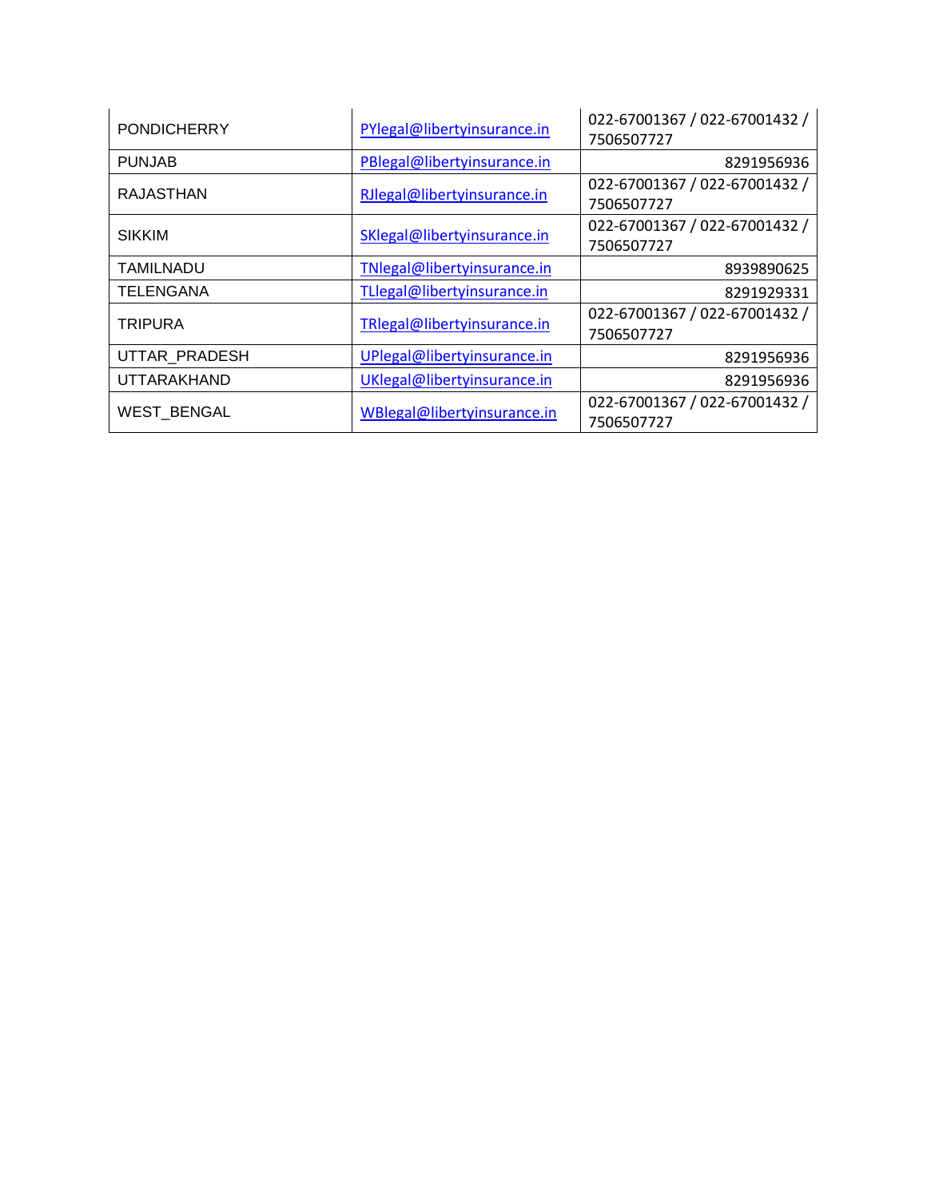| | | |
|---|---|---|
| PONDICHERRY | PYlegal@libertyinsurance.in | 022-67001367 / 022-67001432 / 7506507727 |
| PUNJAB | PBlegal@libertyinsurance.in | 8291956936 |
| RAJASTHAN | RJlegal@libertyinsurance.in | 022-67001367 / 022-67001432 / 7506507727 |
| SIKKIM | SKlegal@libertyinsurance.in | 022-67001367 / 022-67001432 / 7506507727 |
| TAMILNADU | TNlegal@libertyinsurance.in | 8939890625 |
| TELENGANA | TLlegal@libertyinsurance.in | 8291929331 |
| TRIPURA | TRlegal@libertyinsurance.in | 022-67001367 / 022-67001432 / 7506507727 |
| UTTAR_PRADESH | UPlegal@libertyinsurance.in | 8291956936 |
| UTTARAKHAND | UKlegal@libertyinsurance.in | 8291956936 |
| WEST_BENGAL | WBlegal@libertyinsurance.in | 022-67001367 / 022-67001432 / 7506507727 |